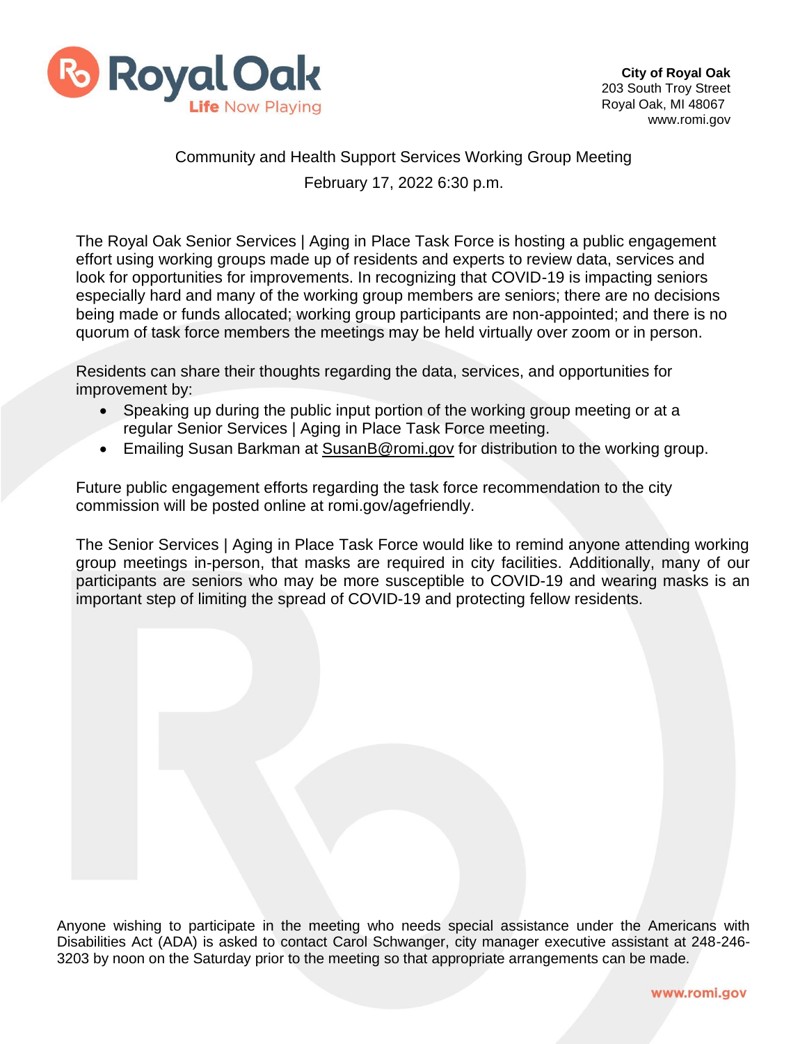**City of Royal Oak**
203 South Troy Street
Royal Oak, MI 48067
www.romi.gov

# Community and Health Support Services Working Group Meeting

February 17, 2022 6:30 p.m.

The Royal Oak Senior Services | Aging in Place Task Force is hosting a public engagement effort using working groups made up of residents and experts to review data, services and look for opportunities for improvements. In recognizing that COVID-19 is impacting seniors especially hard and many of the working group members are seniors; there are no decisions being made or funds allocated; working group participants are non-appointed; and there is no quorum of task force members the meetings may be held virtually over zoom or in person.

Residents can share their thoughts regarding the data, services, and opportunities for improvement by:

- Speaking up during the public input portion of the working group meeting or at a regular Senior Services | Aging in Place Task Force meeting.
- Emailing Susan Barkman at SusanB@romi.gov for distribution to the working group.

Future public engagement efforts regarding the task force recommendation to the city commission will be posted online at romi.gov/agefriendly.

The Senior Services | Aging in Place Task Force would like to remind anyone attending working group meetings in-person, that masks are required in city facilities. Additionally, many of our participants are seniors who may be more susceptible to COVID-19 and wearing masks is an important step of limiting the spread of COVID-19 and protecting fellow residents.

Anyone wishing to participate in the meeting who needs special assistance under the Americans with Disabilities Act (ADA) is asked to contact Carol Schwanger, city manager executive assistant at 248-246-3203 by noon on the Saturday prior to the meeting so that appropriate arrangements can be made.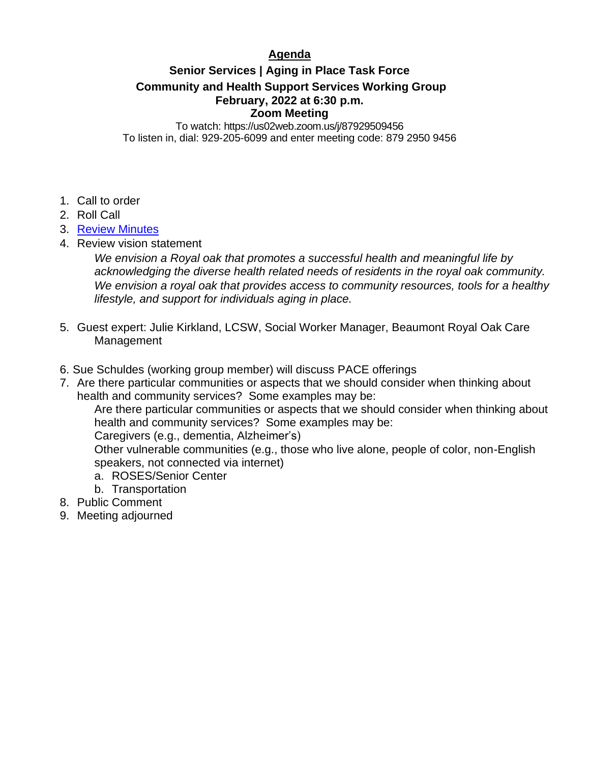# Agenda

**Senior Services | Aging in Place Task Force**
**Community and Health Support Services Working Group**
**February, 2022 at 6:30 p.m.**
**Zoom Meeting**

To watch: https://us02web.zoom.us/j/87929509456
To listen in, dial: 929-205-6099 and enter meeting code: 879 2950 9456

1. Call to order
2. Roll Call
3. [Review Minutes]()
4. Review vision statement

   *We envision a Royal oak that promotes a successful health and meaningful life by acknowledging the diverse health related needs of residents in the royal oak community. We envision a royal oak that provides access to community resources, tools for a healthy lifestyle, and support for individuals aging in place.*

5. Guest expert: Julie Kirkland, LCSW, Social Worker Manager, Beaumont Royal Oak Care Management

6. Sue Schuldes (working group member) will discuss PACE offerings
7. Are there particular communities or aspects that we should consider when thinking about health and community services? Some examples may be:

   Are there particular communities or aspects that we should consider when thinking about health and community services? Some examples may be:

   Caregivers (e.g., dementia, Alzheimer's)

   Other vulnerable communities (e.g., those who live alone, people of color, non-English speakers, not connected via internet)

   a. ROSES/Senior Center
   b. Transportation
8. Public Comment
9. Meeting adjourned